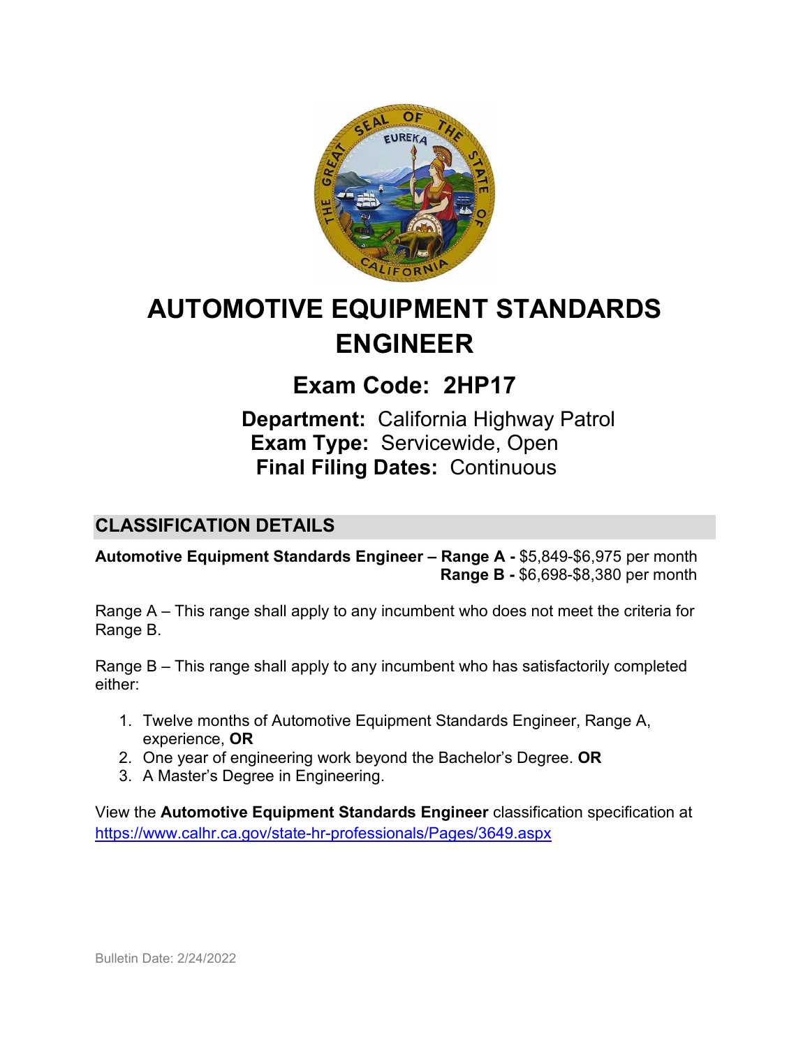# AUTOMOTIVE EQUIPMENT STANDARDS ENGINEER

## Exam Code: 2HP17

**Department:** California Highway Patrol
**Exam Type:** Servicewide, Open
**Final Filing Dates:** Continuous

## CLASSIFICATION DETAILS

**Automotive Equipment Standards Engineer – Range A -** $5,849-$6,975 per month
**Range B -** $6,698-$8,380 per month

Range A – This range shall apply to any incumbent who does not meet the criteria for Range B.

Range B – This range shall apply to any incumbent who has satisfactorily completed either:

1. Twelve months of Automotive Equipment Standards Engineer, Range A, experience, **OR**
2. One year of engineering work beyond the Bachelor's Degree. **OR**
3. A Master's Degree in Engineering.

View the **Automotive Equipment Standards Engineer** classification specification at https://www.calhr.ca.gov/state-hr-professionals/Pages/3649.aspx

Bulletin Date: 2/24/2022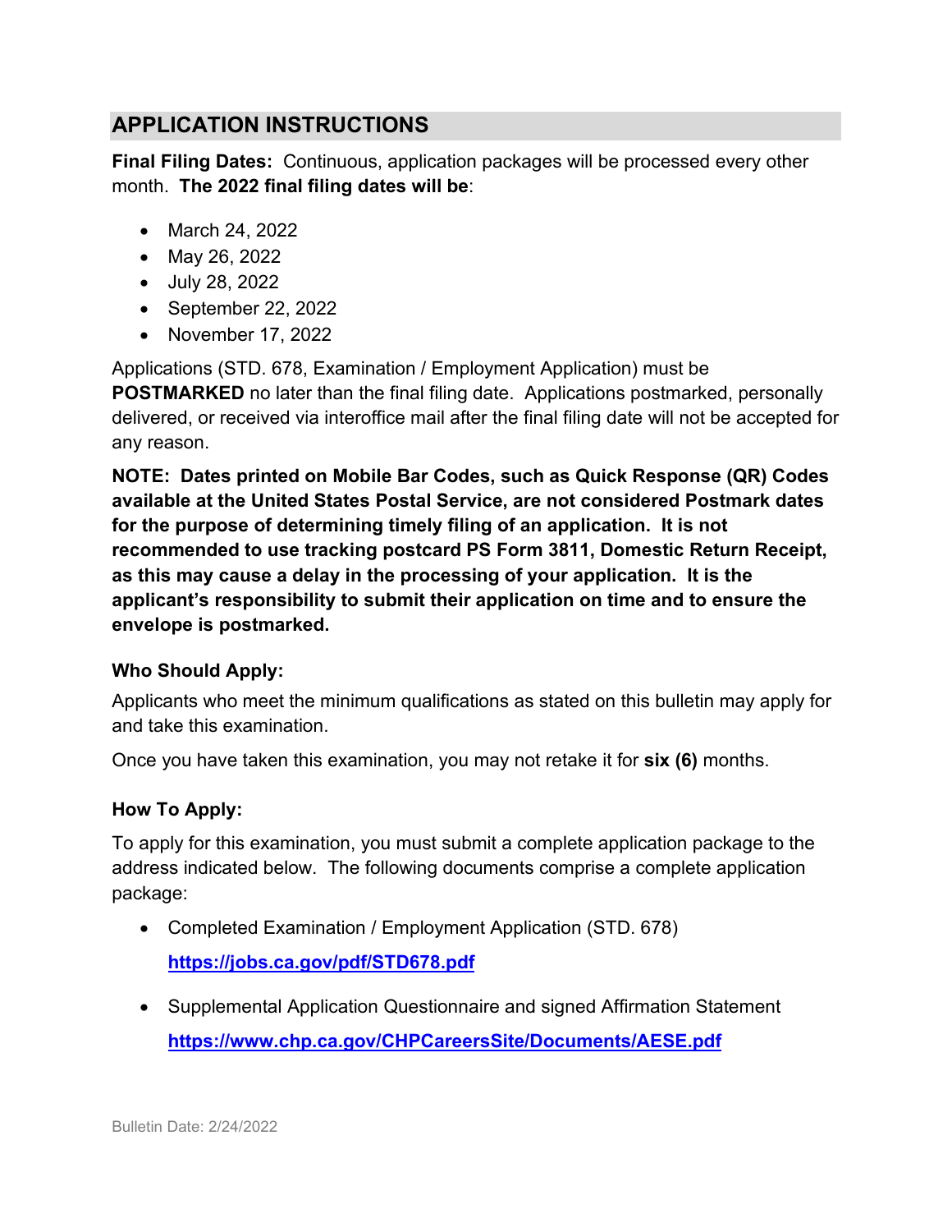## APPLICATION INSTRUCTIONS

**Final Filing Dates:** Continuous, application packages will be processed every other month. **The 2022 final filing dates will be**:

- March 24, 2022
- May 26, 2022
- July 28, 2022
- September 22, 2022
- November 17, 2022

Applications (STD. 678, Examination / Employment Application) must be **POSTMARKED** no later than the final filing date. Applications postmarked, personally delivered, or received via interoffice mail after the final filing date will not be accepted for any reason.

**NOTE: Dates printed on Mobile Bar Codes, such as Quick Response (QR) Codes available at the United States Postal Service, are not considered Postmark dates for the purpose of determining timely filing of an application. It is not recommended to use tracking postcard PS Form 3811, Domestic Return Receipt, as this may cause a delay in the processing of your application. It is the applicant's responsibility to submit their application on time and to ensure the envelope is postmarked.**

### Who Should Apply:

Applicants who meet the minimum qualifications as stated on this bulletin may apply for and take this examination.

Once you have taken this examination, you may not retake it for **six (6)** months.

### How To Apply:

To apply for this examination, you must submit a complete application package to the address indicated below. The following documents comprise a complete application package:

- Completed Examination / Employment Application (STD. 678)

  **https://jobs.ca.gov/pdf/STD678.pdf**

- Supplemental Application Questionnaire and signed Affirmation Statement

  **https://www.chp.ca.gov/CHPCareersSite/Documents/AESE.pdf**

Bulletin Date: 2/24/2022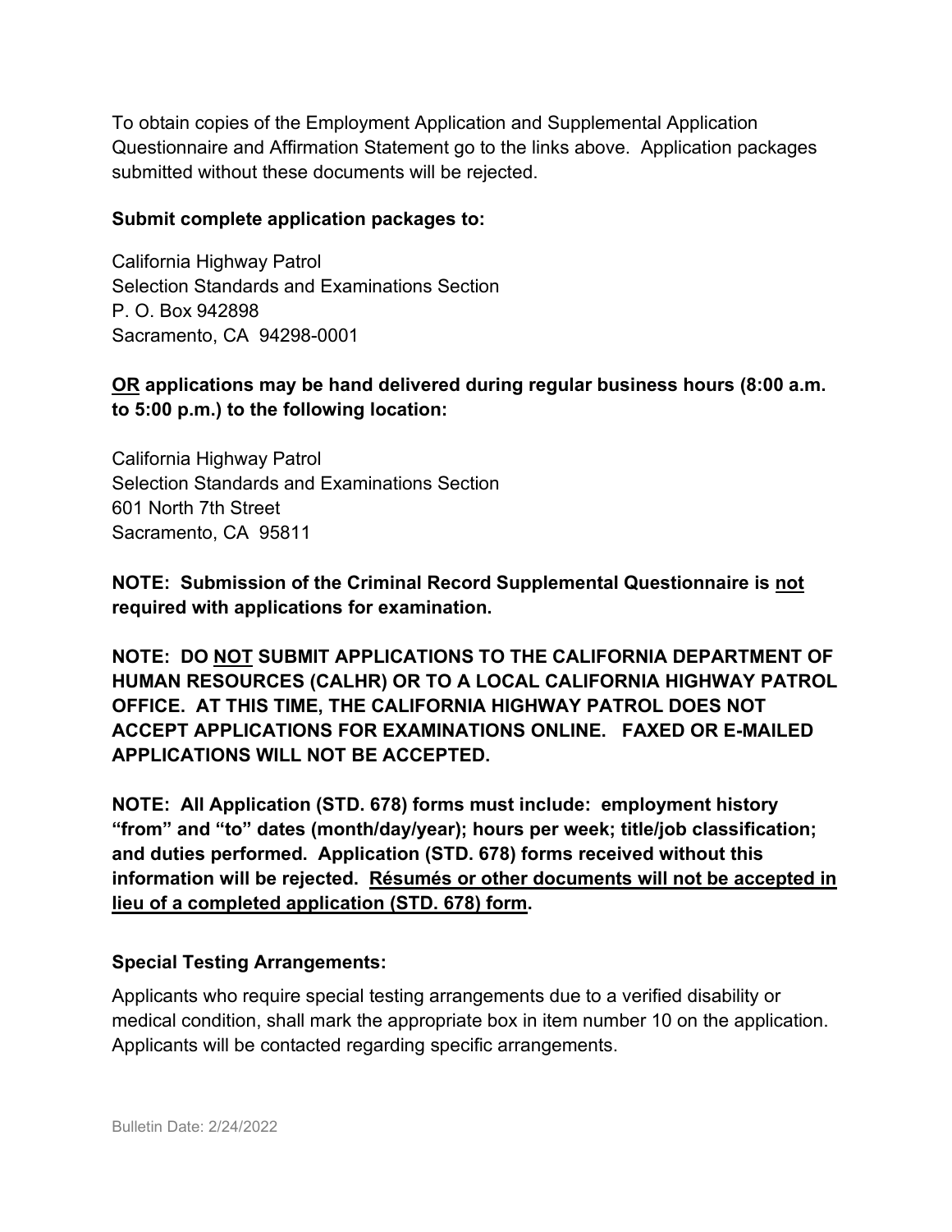To obtain copies of the Employment Application and Supplemental Application Questionnaire and Affirmation Statement go to the links above. Application packages submitted without these documents will be rejected.

**Submit complete application packages to:**

California Highway Patrol
Selection Standards and Examinations Section
P. O. Box 942898
Sacramento, CA 94298-0001

**<u>OR</u> applications may be hand delivered during regular business hours (8:00 a.m. to 5:00 p.m.) to the following location:**

California Highway Patrol
Selection Standards and Examinations Section
601 North 7th Street
Sacramento, CA 95811

**NOTE: Submission of the Criminal Record Supplemental Questionnaire is <u>not</u> required with applications for examination.**

**NOTE: DO <u>NOT</u> SUBMIT APPLICATIONS TO THE CALIFORNIA DEPARTMENT OF HUMAN RESOURCES (CALHR) OR TO A LOCAL CALIFORNIA HIGHWAY PATROL OFFICE. AT THIS TIME, THE CALIFORNIA HIGHWAY PATROL DOES NOT ACCEPT APPLICATIONS FOR EXAMINATIONS ONLINE. FAXED OR E-MAILED APPLICATIONS WILL NOT BE ACCEPTED.**

**NOTE: All Application (STD. 678) forms must include: employment history "from" and "to" dates (month/day/year); hours per week; title/job classification; and duties performed. Application (STD. 678) forms received without this information will be rejected. <u>Résumés or other documents will not be accepted in lieu of a completed application (STD. 678) form</u>.**

**Special Testing Arrangements:**

Applicants who require special testing arrangements due to a verified disability or medical condition, shall mark the appropriate box in item number 10 on the application. Applicants will be contacted regarding specific arrangements.

Bulletin Date: 2/24/2022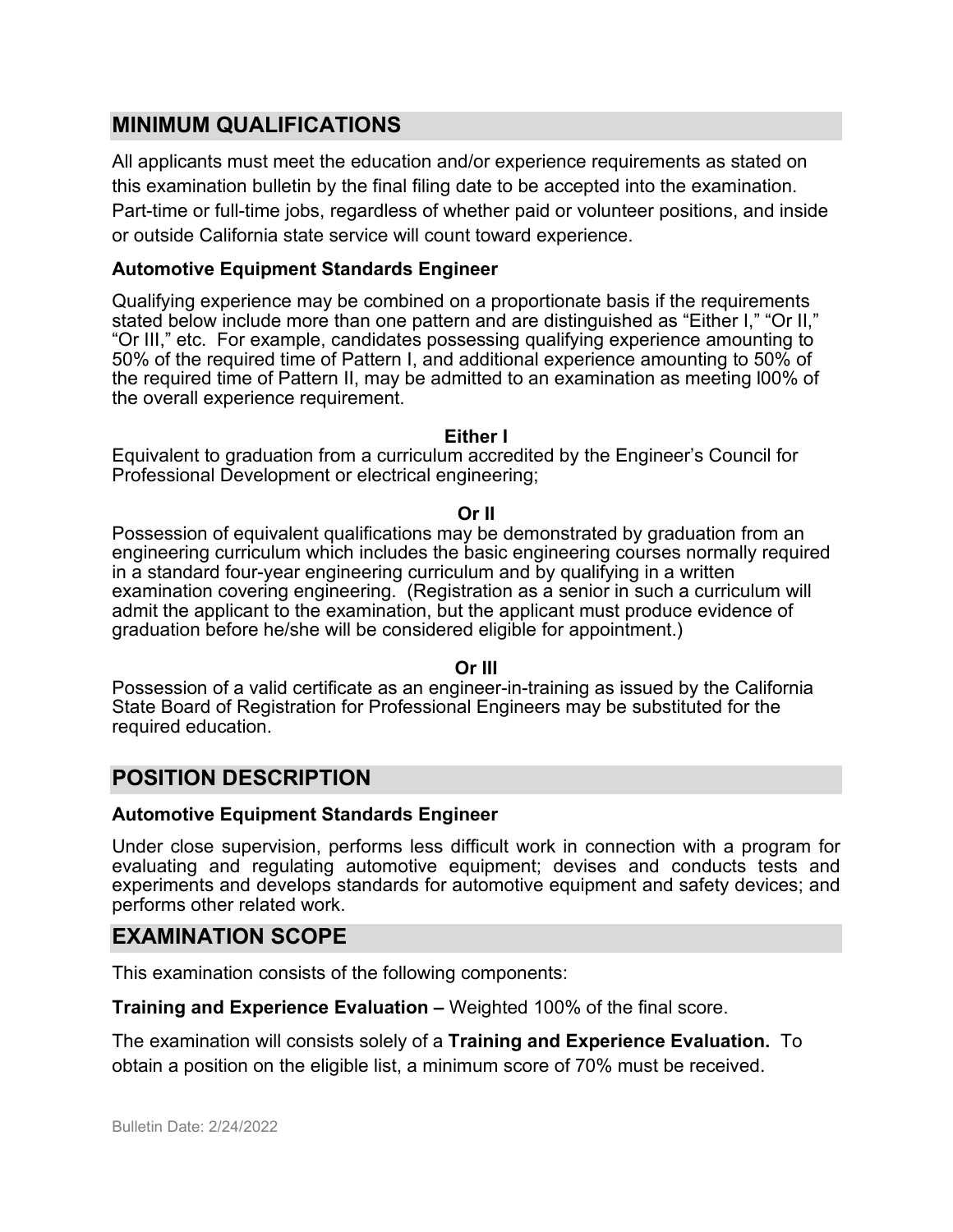## MINIMUM QUALIFICATIONS

All applicants must meet the education and/or experience requirements as stated on this examination bulletin by the final filing date to be accepted into the examination. Part-time or full-time jobs, regardless of whether paid or volunteer positions, and inside or outside California state service will count toward experience.

### Automotive Equipment Standards Engineer

Qualifying experience may be combined on a proportionate basis if the requirements stated below include more than one pattern and are distinguished as "Either I," "Or II," "Or III," etc. For example, candidates possessing qualifying experience amounting to 50% of the required time of Pattern I, and additional experience amounting to 50% of the required time of Pattern II, may be admitted to an examination as meeting l00% of the overall experience requirement.

**Either I**

Equivalent to graduation from a curriculum accredited by the Engineer's Council for Professional Development or electrical engineering;

**Or II**

Possession of equivalent qualifications may be demonstrated by graduation from an engineering curriculum which includes the basic engineering courses normally required in a standard four-year engineering curriculum and by qualifying in a written examination covering engineering. (Registration as a senior in such a curriculum will admit the applicant to the examination, but the applicant must produce evidence of graduation before he/she will be considered eligible for appointment.)

**Or III**

Possession of a valid certificate as an engineer-in-training as issued by the California State Board of Registration for Professional Engineers may be substituted for the required education.

## POSITION DESCRIPTION

### Automotive Equipment Standards Engineer

Under close supervision, performs less difficult work in connection with a program for evaluating and regulating automotive equipment; devises and conducts tests and experiments and develops standards for automotive equipment and safety devices; and performs other related work.

## EXAMINATION SCOPE

This examination consists of the following components:

**Training and Experience Evaluation –** Weighted 100% of the final score.

The examination will consists solely of a **Training and Experience Evaluation.** To obtain a position on the eligible list, a minimum score of 70% must be received.

Bulletin Date: 2/24/2022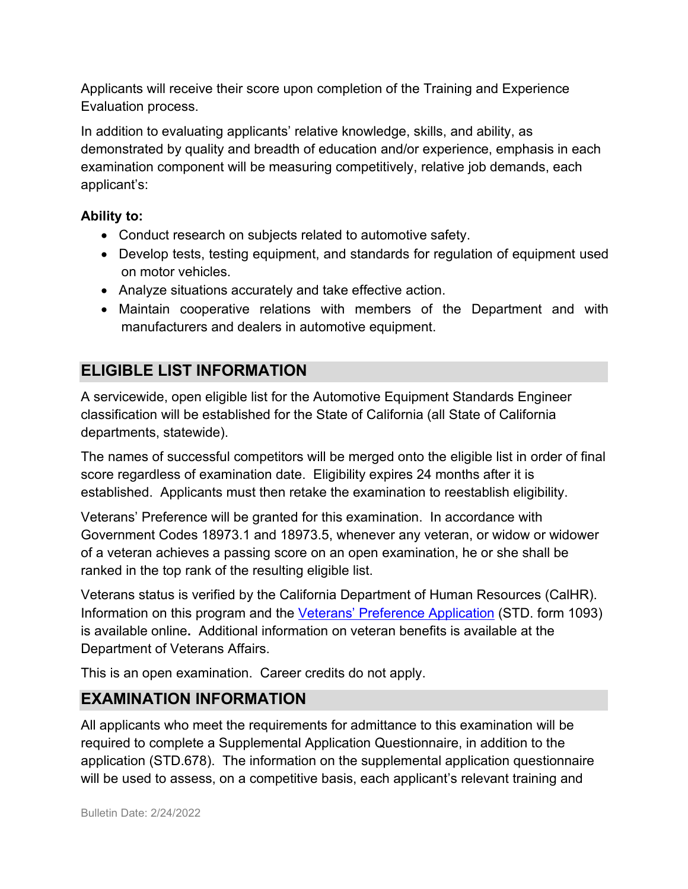Applicants will receive their score upon completion of the Training and Experience Evaluation process.

In addition to evaluating applicants' relative knowledge, skills, and ability, as demonstrated by quality and breadth of education and/or experience, emphasis in each examination component will be measuring competitively, relative job demands, each applicant's:

**Ability to:**

- Conduct research on subjects related to automotive safety.
- Develop tests, testing equipment, and standards for regulation of equipment used on motor vehicles.
- Analyze situations accurately and take effective action.
- Maintain cooperative relations with members of the Department and with manufacturers and dealers in automotive equipment.

## ELIGIBLE LIST INFORMATION

A servicewide, open eligible list for the Automotive Equipment Standards Engineer classification will be established for the State of California (all State of California departments, statewide).

The names of successful competitors will be merged onto the eligible list in order of final score regardless of examination date. Eligibility expires 24 months after it is established. Applicants must then retake the examination to reestablish eligibility.

Veterans' Preference will be granted for this examination. In accordance with Government Codes 18973.1 and 18973.5, whenever any veteran, or widow or widower of a veteran achieves a passing score on an open examination, he or she shall be ranked in the top rank of the resulting eligible list.

Veterans status is verified by the California Department of Human Resources (CalHR). Information on this program and the [Veterans' Preference Application](#) (STD. form 1093) is available online**.** Additional information on veteran benefits is available at the Department of Veterans Affairs.

This is an open examination. Career credits do not apply.

## EXAMINATION INFORMATION

All applicants who meet the requirements for admittance to this examination will be required to complete a Supplemental Application Questionnaire, in addition to the application (STD.678). The information on the supplemental application questionnaire will be used to assess, on a competitive basis, each applicant's relevant training and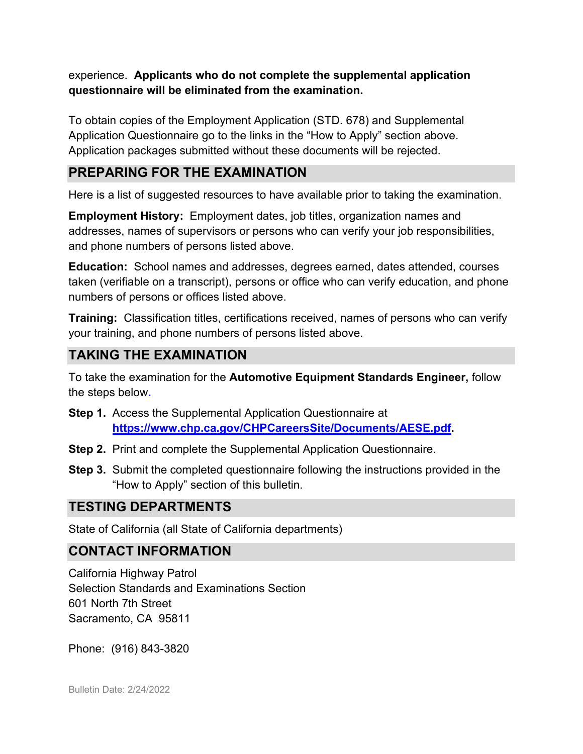experience. **Applicants who do not complete the supplemental application questionnaire will be eliminated from the examination.**

To obtain copies of the Employment Application (STD. 678) and Supplemental Application Questionnaire go to the links in the "How to Apply" section above. Application packages submitted without these documents will be rejected.

## PREPARING FOR THE EXAMINATION

Here is a list of suggested resources to have available prior to taking the examination.

**Employment History:** Employment dates, job titles, organization names and addresses, names of supervisors or persons who can verify your job responsibilities, and phone numbers of persons listed above.

**Education:** School names and addresses, degrees earned, dates attended, courses taken (verifiable on a transcript), persons or office who can verify education, and phone numbers of persons or offices listed above.

**Training:** Classification titles, certifications received, names of persons who can verify your training, and phone numbers of persons listed above.

## TAKING THE EXAMINATION

To take the examination for the **Automotive Equipment Standards Engineer,** follow the steps below.

**Step 1.** Access the Supplemental Application Questionnaire at **https://www.chp.ca.gov/CHPCareersSite/Documents/AESE.pdf**.

**Step 2.** Print and complete the Supplemental Application Questionnaire.

**Step 3.** Submit the completed questionnaire following the instructions provided in the "How to Apply" section of this bulletin.

## TESTING DEPARTMENTS

State of California (all State of California departments)

## CONTACT INFORMATION

California Highway Patrol
Selection Standards and Examinations Section
601 North 7th Street
Sacramento, CA 95811

Phone: (916) 843-3820

Bulletin Date: 2/24/2022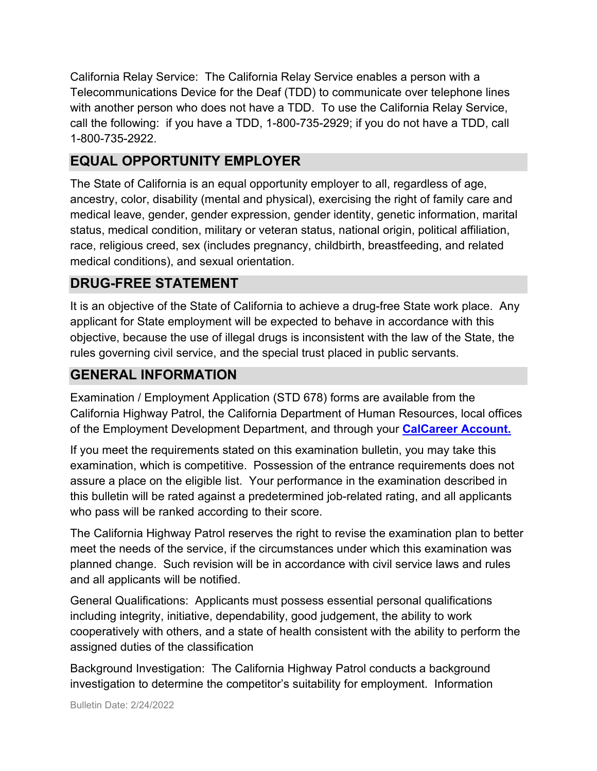California Relay Service: The California Relay Service enables a person with a Telecommunications Device for the Deaf (TDD) to communicate over telephone lines with another person who does not have a TDD. To use the California Relay Service, call the following: if you have a TDD, 1-800-735-2929; if you do not have a TDD, call 1-800-735-2922.

## EQUAL OPPORTUNITY EMPLOYER

The State of California is an equal opportunity employer to all, regardless of age, ancestry, color, disability (mental and physical), exercising the right of family care and medical leave, gender, gender expression, gender identity, genetic information, marital status, medical condition, military or veteran status, national origin, political affiliation, race, religious creed, sex (includes pregnancy, childbirth, breastfeeding, and related medical conditions), and sexual orientation.

## DRUG-FREE STATEMENT

It is an objective of the State of California to achieve a drug-free State work place. Any applicant for State employment will be expected to behave in accordance with this objective, because the use of illegal drugs is inconsistent with the law of the State, the rules governing civil service, and the special trust placed in public servants.

## GENERAL INFORMATION

Examination / Employment Application (STD 678) forms are available from the California Highway Patrol, the California Department of Human Resources, local offices of the Employment Development Department, and through your **CalCareer Account.**

If you meet the requirements stated on this examination bulletin, you may take this examination, which is competitive. Possession of the entrance requirements does not assure a place on the eligible list. Your performance in the examination described in this bulletin will be rated against a predetermined job-related rating, and all applicants who pass will be ranked according to their score.

The California Highway Patrol reserves the right to revise the examination plan to better meet the needs of the service, if the circumstances under which this examination was planned change. Such revision will be in accordance with civil service laws and rules and all applicants will be notified.

General Qualifications: Applicants must possess essential personal qualifications including integrity, initiative, dependability, good judgement, the ability to work cooperatively with others, and a state of health consistent with the ability to perform the assigned duties of the classification

Background Investigation: The California Highway Patrol conducts a background investigation to determine the competitor's suitability for employment. Information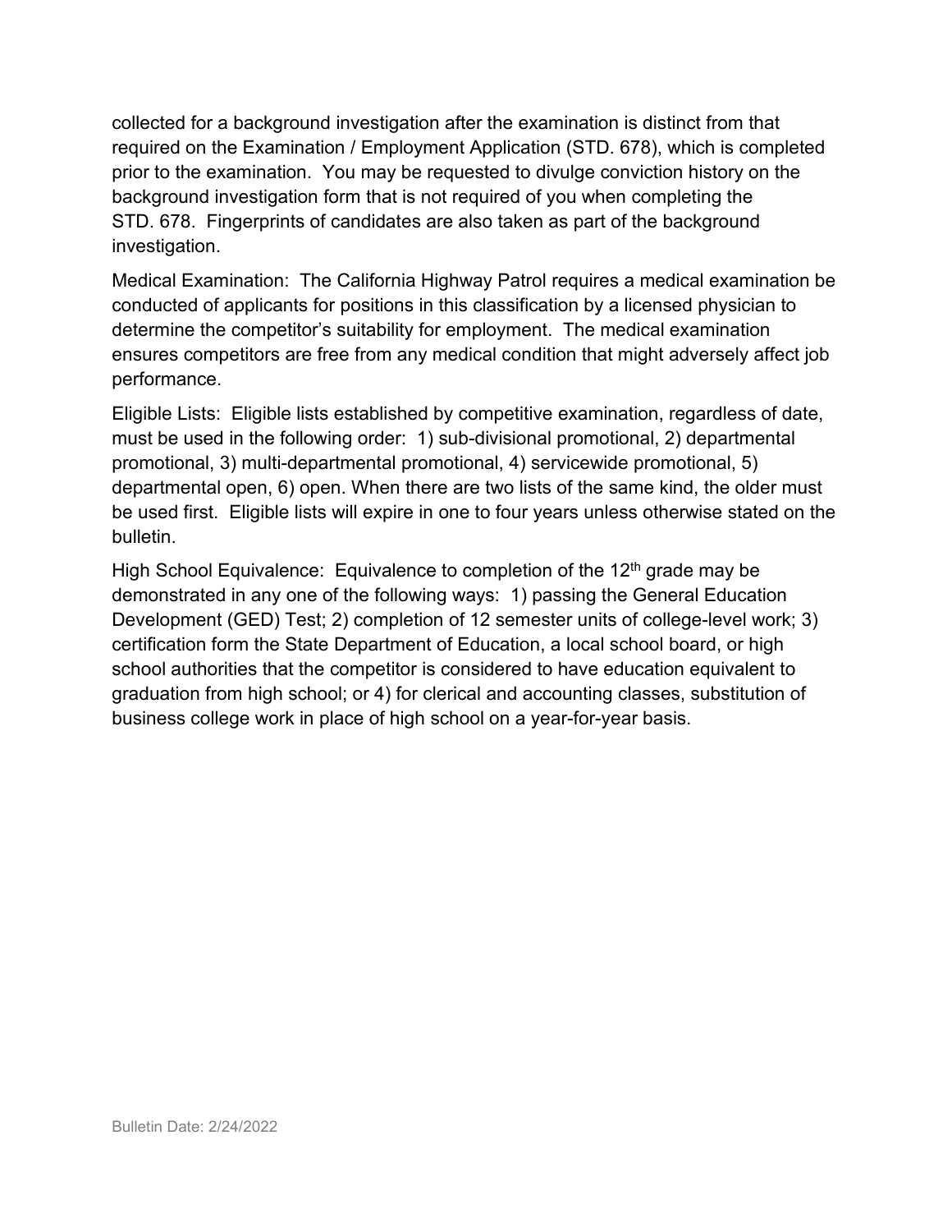collected for a background investigation after the examination is distinct from that required on the Examination / Employment Application (STD. 678), which is completed prior to the examination. You may be requested to divulge conviction history on the background investigation form that is not required of you when completing the STD. 678. Fingerprints of candidates are also taken as part of the background investigation.

Medical Examination: The California Highway Patrol requires a medical examination be conducted of applicants for positions in this classification by a licensed physician to determine the competitor's suitability for employment. The medical examination ensures competitors are free from any medical condition that might adversely affect job performance.

Eligible Lists: Eligible lists established by competitive examination, regardless of date, must be used in the following order: 1) sub-divisional promotional, 2) departmental promotional, 3) multi-departmental promotional, 4) servicewide promotional, 5) departmental open, 6) open. When there are two lists of the same kind, the older must be used first. Eligible lists will expire in one to four years unless otherwise stated on the bulletin.

High School Equivalence: Equivalence to completion of the 12th grade may be demonstrated in any one of the following ways: 1) passing the General Education Development (GED) Test; 2) completion of 12 semester units of college-level work; 3) certification form the State Department of Education, a local school board, or high school authorities that the competitor is considered to have education equivalent to graduation from high school; or 4) for clerical and accounting classes, substitution of business college work in place of high school on a year-for-year basis.

Bulletin Date: 2/24/2022